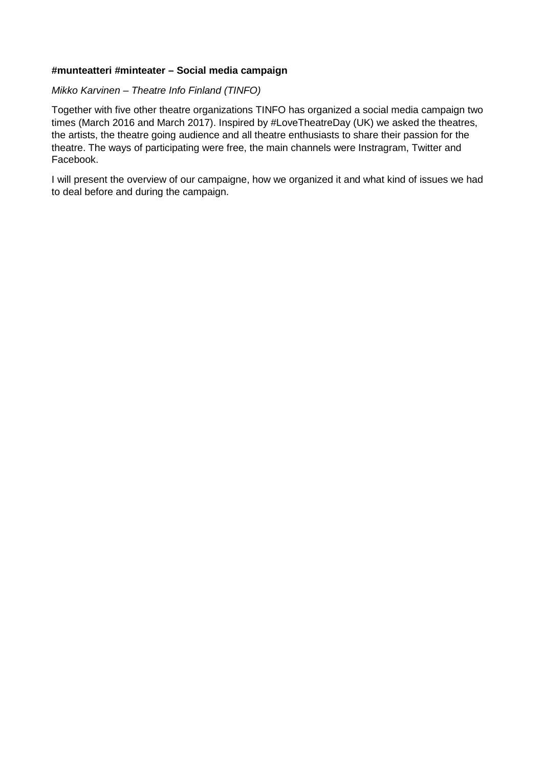**#munteatteri #minteater – Social media campaign**

*Mikko Karvinen – Theatre Info Finland (TINFO)*

Together with five other theatre organizations TINFO has organized a social media campaign two times (March 2016 and March 2017). Inspired by #LoveTheatreDay (UK) we asked the theatres, the artists, the theatre going audience and all theatre enthusiasts to share their passion for the theatre. The ways of participating were free, the main channels were Instragram, Twitter and Facebook.

I will present the overview of our campaigne, how we organized it and what kind of issues we had to deal before and during the campaign.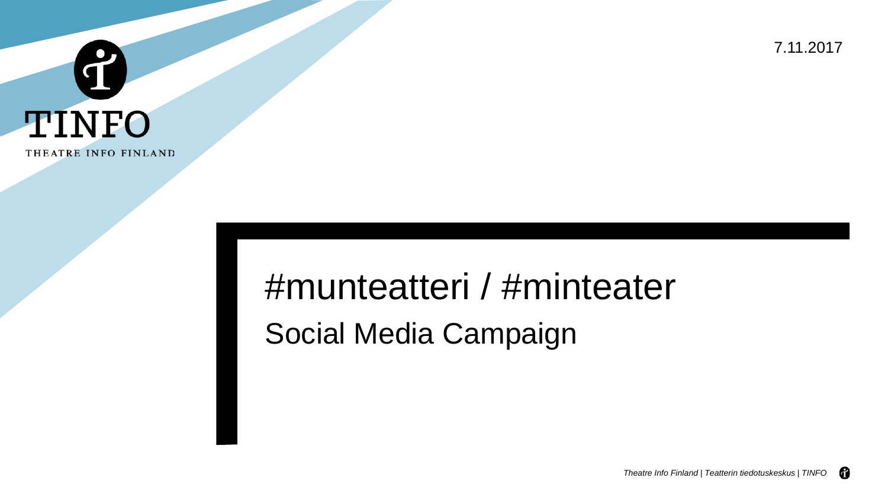TINFO

THEATRE INFO FINLAND

7.11.2017

# #munteatteri / #minteater

## Social Media Campaign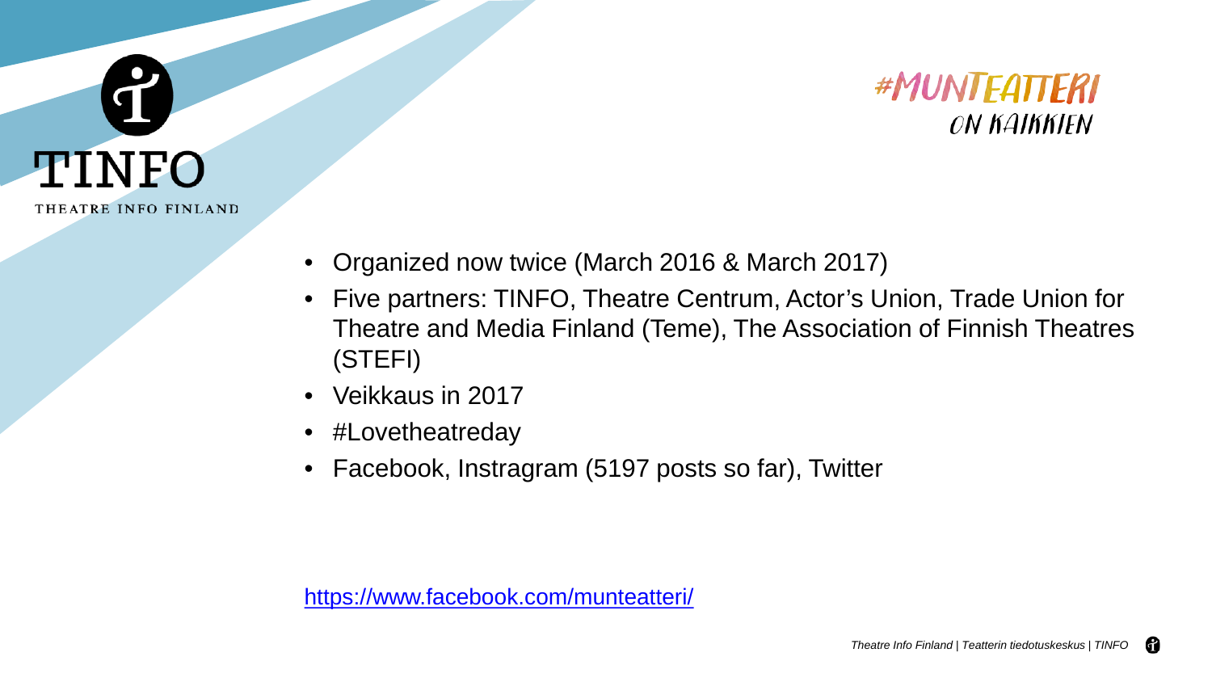# #MUNTEATTERI ON KAIKKIEN

- Organized now twice (March 2016 & March 2017)
- Five partners: TINFO, Theatre Centrum, Actor's Union, Trade Union for Theatre and Media Finland (Teme), The Association of Finnish Theatres (STEFI)
- Veikkaus in 2017
- #Lovetheatreday
- Facebook, Instragram (5197 posts so far), Twitter

https://www.facebook.com/munteatteri/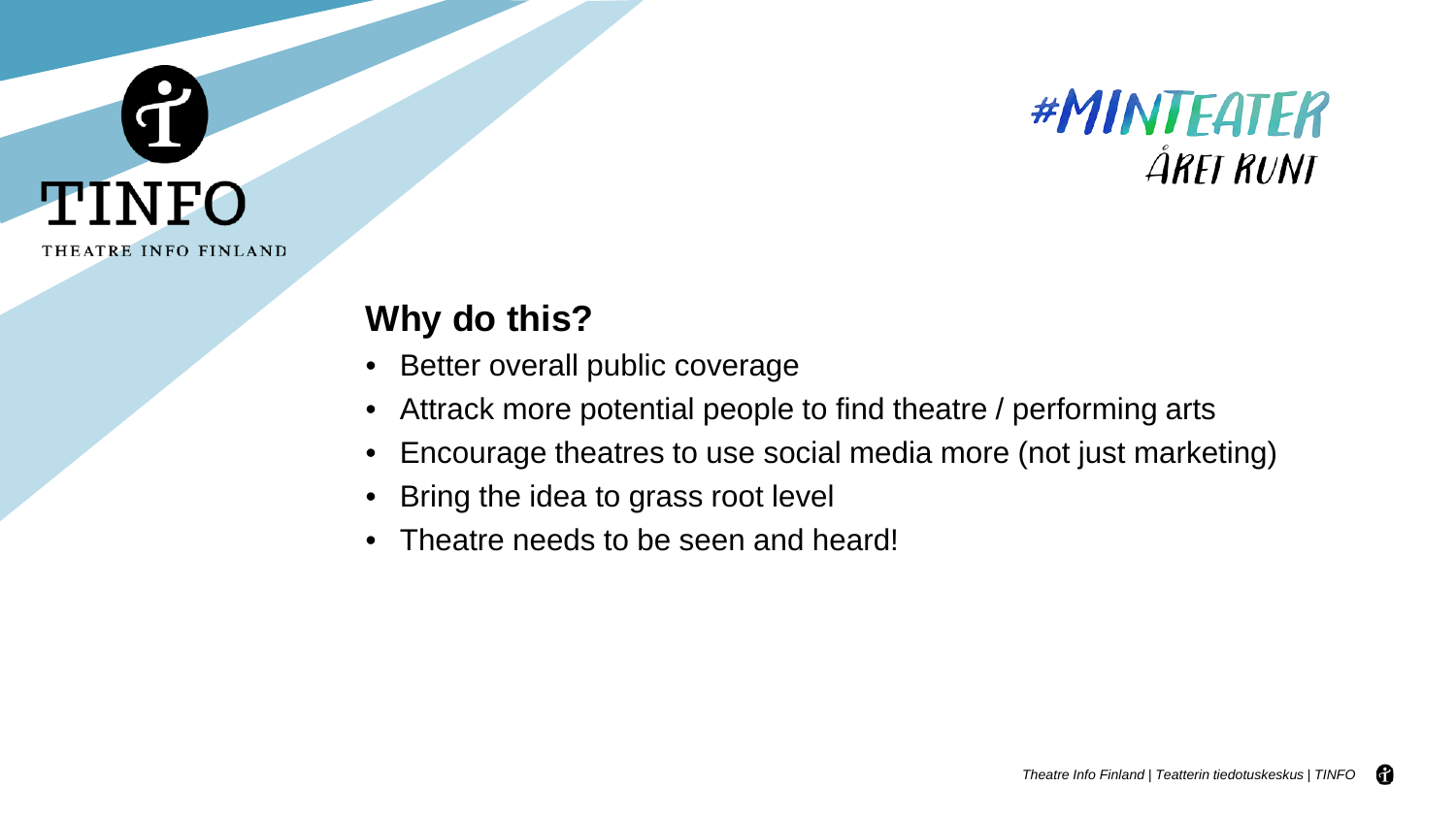TINFO

THEATRE INFO FINLAND

#MINTEATER ÅRET RUNT

## Why do this?

- Better overall public coverage
- Attrack more potential people to find theatre / performing arts
- Encourage theatres to use social media more (not just marketing)
- Bring the idea to grass root level
- Theatre needs to be seen and heard!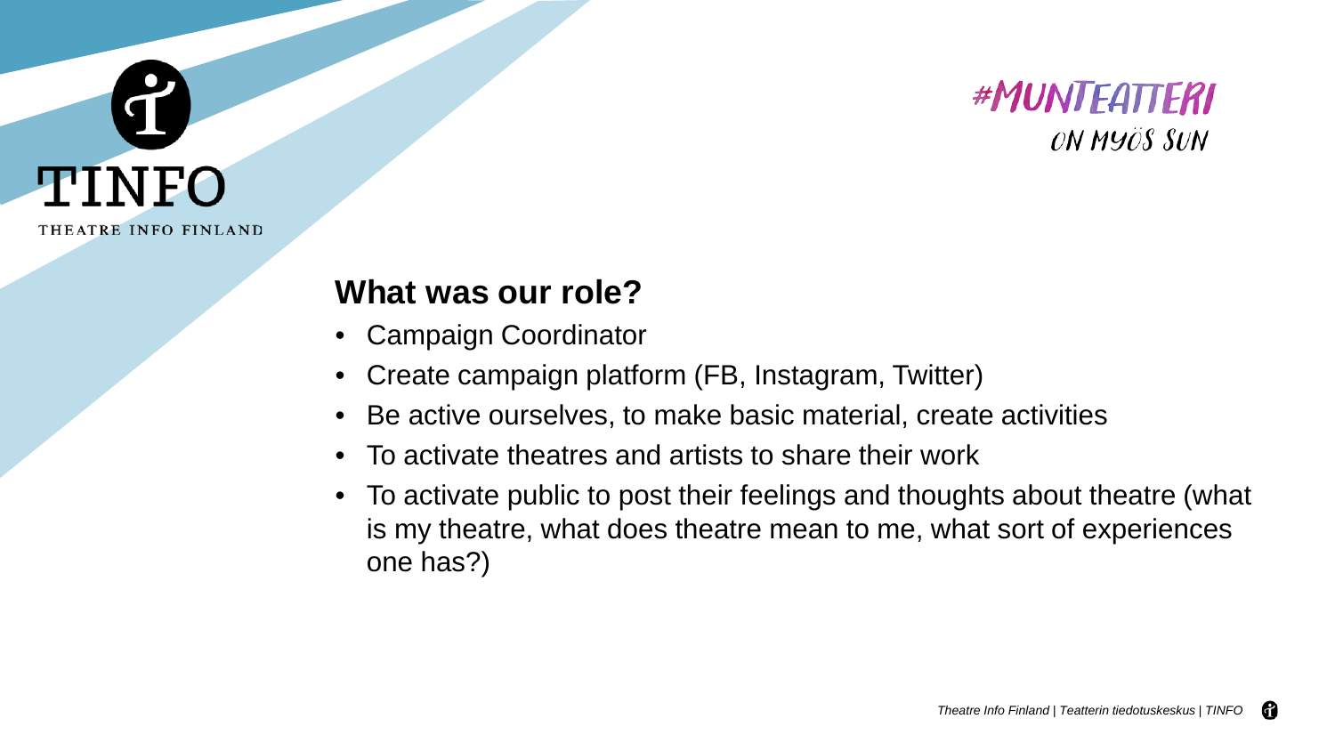TINFO

THEATRE INFO FINLAND

#MUNTEATTERI ON MYÖS SUN

## What was our role?

- Campaign Coordinator
- Create campaign platform (FB, Instagram, Twitter)
- Be active ourselves, to make basic material, create activities
- To activate theatres and artists to share their work
- To activate public to post their feelings and thoughts about theatre (what is my theatre, what does theatre mean to me, what sort of experiences one has?)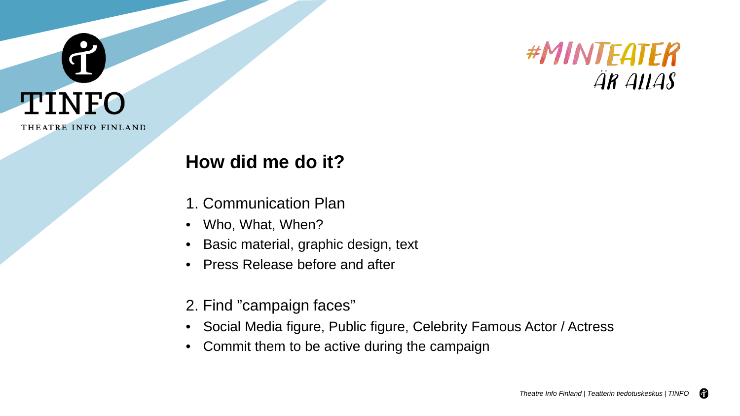# How did me do it?

1. Communication Plan

- Who, What, When?
- Basic material, graphic design, text
- Press Release before and after

2. Find ”campaign faces”

- Social Media figure, Public figure, Celebrity Famous Actor / Actress
- Commit them to be active during the campaign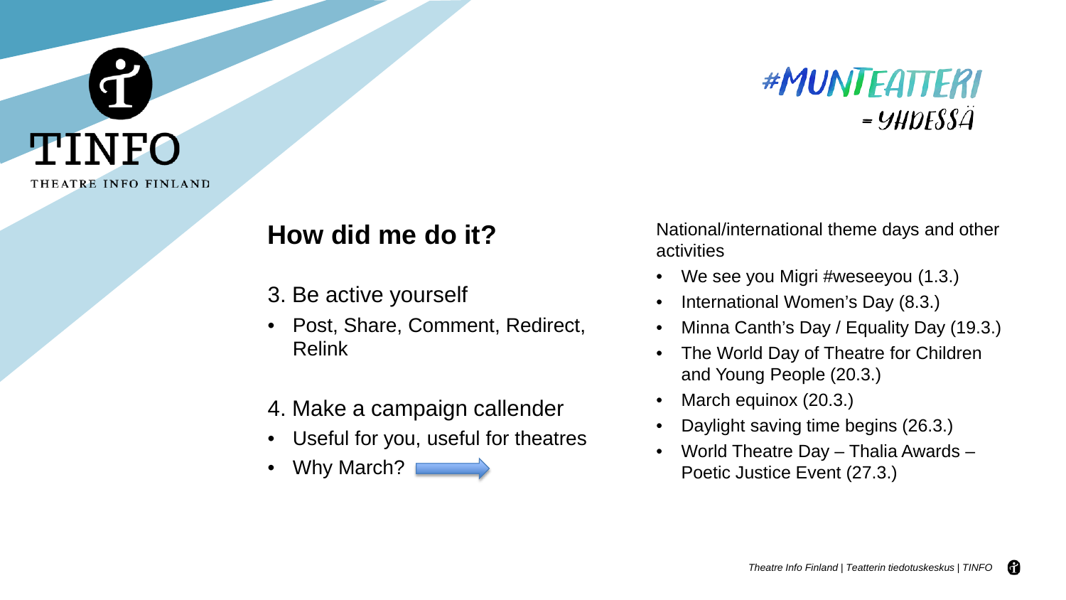#MUNTEATTERI = YHDESSÄ

## How did me do it?

3. Be active yourself

- Post, Share, Comment, Redirect, Relink

4. Make a campaign callender

- Useful for you, useful for theatres
- Why March?

National/international theme days and other activities

- We see you Migri #weseeyou (1.3.)
- International Women's Day (8.3.)
- Minna Canth's Day / Equality Day (19.3.)
- The World Day of Theatre for Children and Young People (20.3.)
- March equinox (20.3.)
- Daylight saving time begins (26.3.)
- World Theatre Day – Thalia Awards – Poetic Justice Event (27.3.)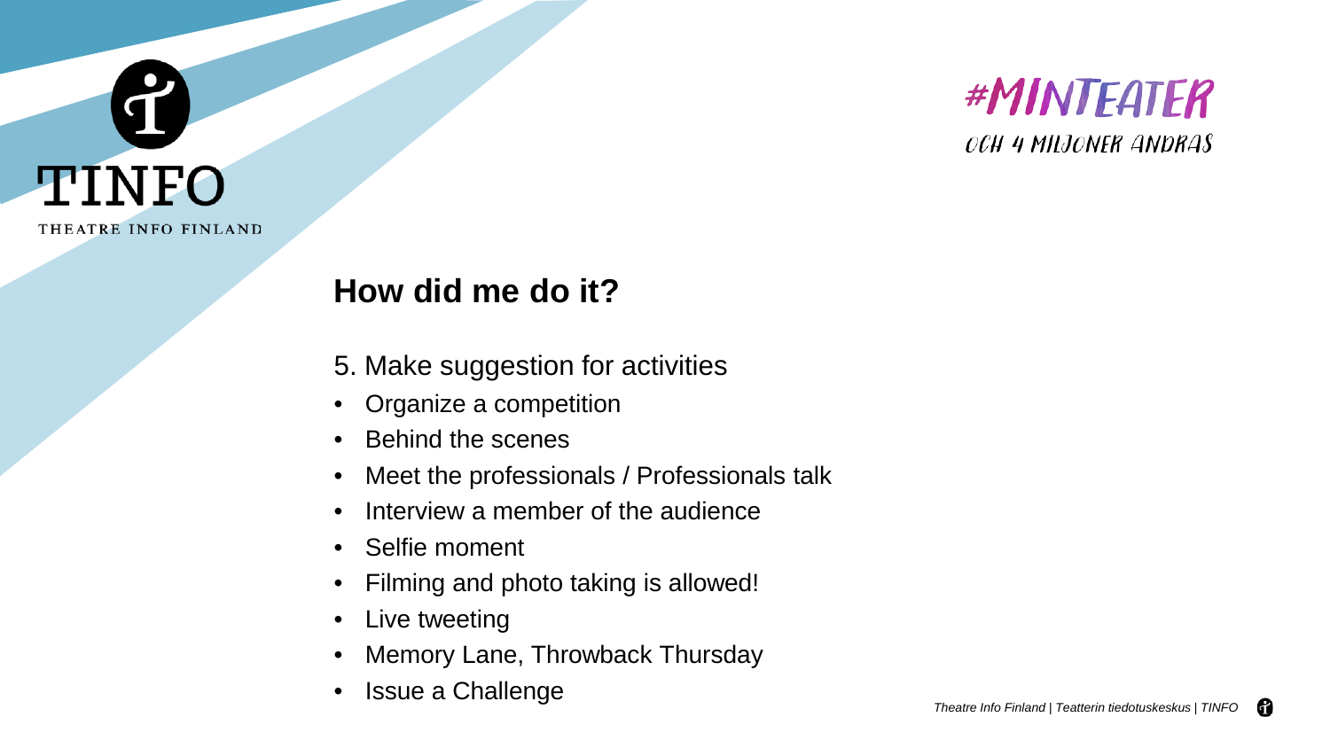## How did me do it?

5. Make suggestion for activities

- Organize a competition
- Behind the scenes
- Meet the professionals / Professionals talk
- Interview a member of the audience
- Selfie moment
- Filming and photo taking is allowed!
- Live tweeting
- Memory Lane, Throwback Thursday
- Issue a Challenge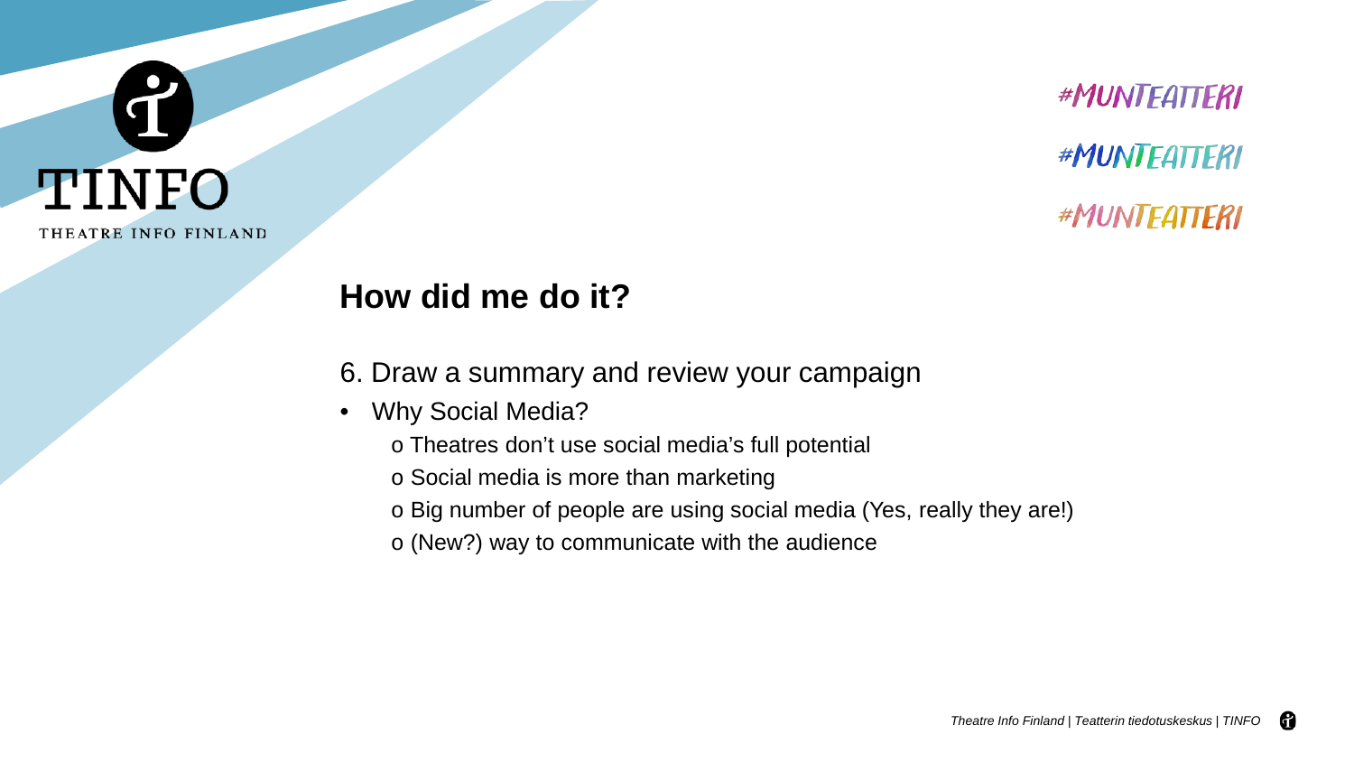TINFO

THEATRE INFO FINLAND

#MUNTEATTERI

#MUNTEATTERI

#MUNTEATTERI

## How did me do it?

6. Draw a summary and review your campaign

- Why Social Media?
    - o Theatres don't use social media's full potential
    - o Social media is more than marketing
    - o Big number of people are using social media (Yes, really they are!)
    - o (New?) way to communicate with the audience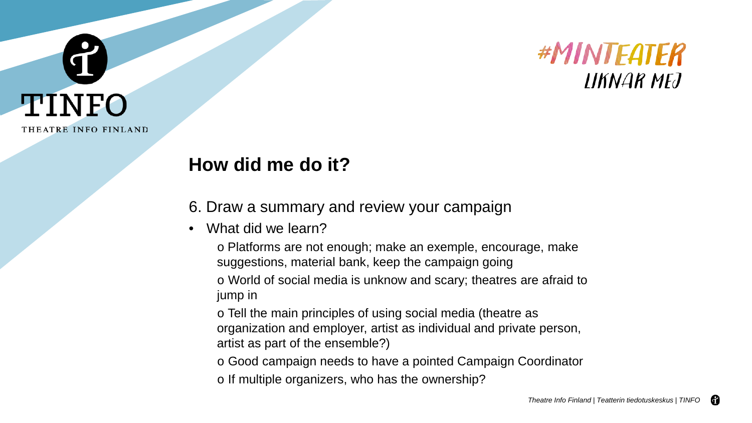TINFO

THEATRE INFO FINLAND

#MINTEATER LIKNAR MEJ

## How did me do it?

6. Draw a summary and review your campaign

- What did we learn?
  - o Platforms are not enough; make an exemple, encourage, make suggestions, material bank, keep the campaign going
  - o World of social media is unknow and scary; theatres are afraid to jump in
  - o Tell the main principles of using social media (theatre as organization and employer, artist as individual and private person, artist as part of the ensemble?)
  - o Good campaign needs to have a pointed Campaign Coordinator
  - o If multiple organizers, who has the ownership?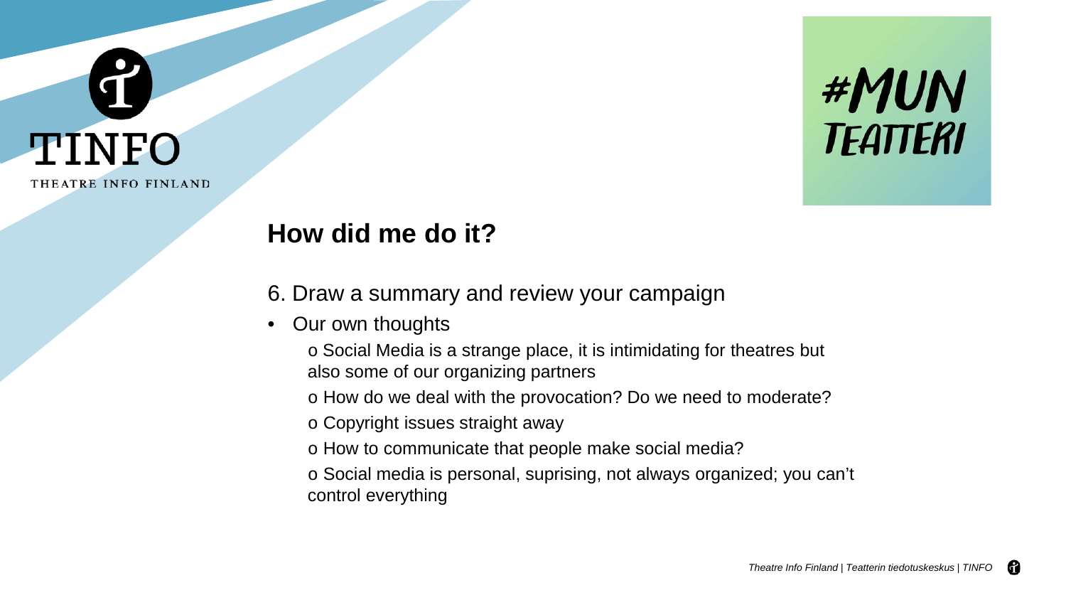## How did me do it?

6. Draw a summary and review your campaign

- Our own thoughts
  - Social Media is a strange place, it is intimidating for theatres but also some of our organizing partners
  - How do we deal with the provocation? Do we need to moderate?
  - Copyright issues straight away
  - How to communicate that people make social media?
  - Social media is personal, suprising, not always organized; you can't control everything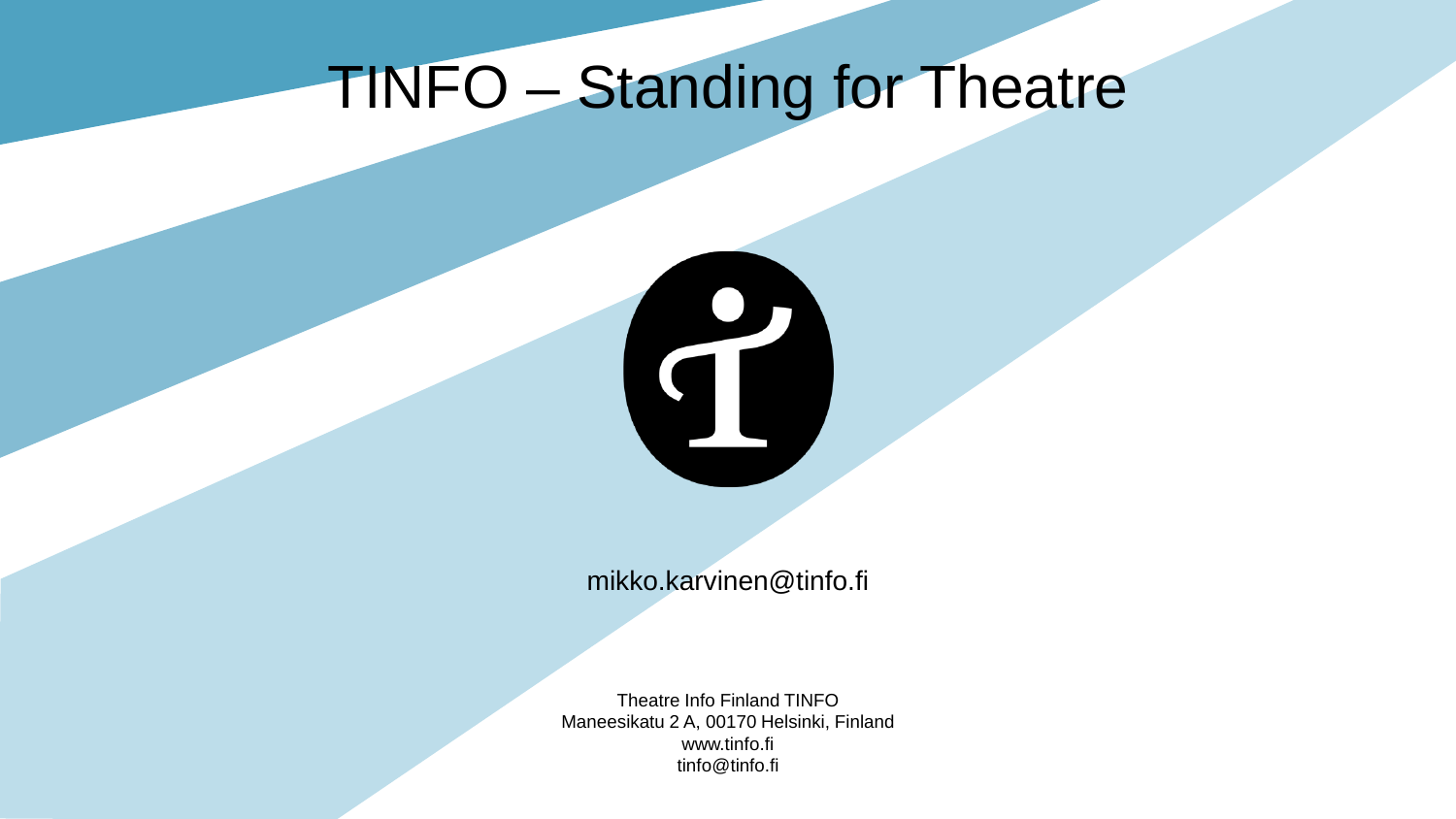# TINFO – Standing for Theatre

mikko.karvinen@tinfo.fi

Theatre Info Finland TINFO
Maneesikatu 2 A, 00170 Helsinki, Finland
www.tinfo.fi
tinfo@tinfo.fi